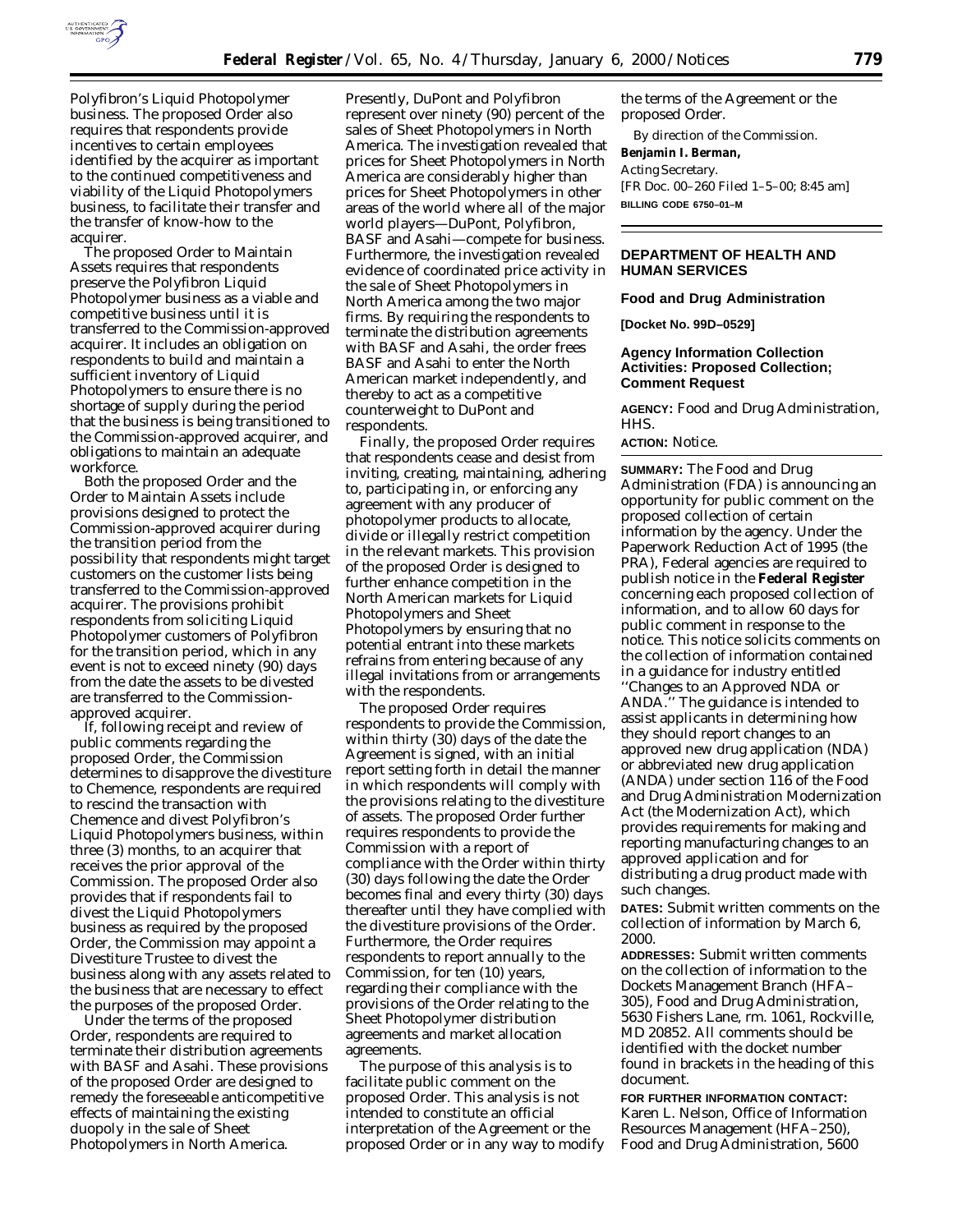Polyfibron's Liquid Photopolymer business. The proposed Order also requires that respondents provide incentives to certain employees identified by the acquirer as important to the continued competitiveness and viability of the Liquid Photopolymers business, to facilitate their transfer and the transfer of know-how to the acquirer.

The proposed Order to Maintain Assets requires that respondents preserve the Polyfibron Liquid Photopolymer business as a viable and competitive business until it is transferred to the Commission-approved acquirer. It includes an obligation on respondents to build and maintain a sufficient inventory of Liquid Photopolymers to ensure there is no shortage of supply during the period that the business is being transitioned to the Commission-approved acquirer, and obligations to maintain an adequate workforce.

Both the proposed Order and the Order to Maintain Assets include provisions designed to protect the Commission-approved acquirer during the transition period from the possibility that respondents might target customers on the customer lists being transferred to the Commission-approved acquirer. The provisions prohibit respondents from soliciting Liquid Photopolymer customers of Polyfibron for the transition period, which in any event is not to exceed ninety (90) days from the date the assets to be divested are transferred to the Commission-approved acquirer.

If, following receipt and review of public comments regarding the proposed Order, the Commission determines to disapprove the divestiture to Chemence, respondents are required to rescind the transaction with Chemence and divest Polyfibron's Liquid Photopolymers business, within three (3) months, to an acquirer that receives the prior approval of the Commission. The proposed Order also provides that if respondents fail to divest the Liquid Photopolymers business as required by the proposed Order, the Commission may appoint a Divestiture Trustee to divest the business along with any assets related to the business that are necessary to effect the purposes of the proposed Order.

Under the terms of the proposed Order, respondents are required to terminate their distribution agreements with BASF and Asahi. These provisions of the proposed Order are designed to remedy the foreseeable anticompetitive effects of maintaining the existing duopoly in the sale of Sheet Photopolymers in North America.

Presently, DuPont and Polyfibron represent over ninety (90) percent of the sales of Sheet Photopolymers in North America. The investigation revealed that prices for Sheet Photopolymers in North America are considerably higher than prices for Sheet Photopolymers in other areas of the world where all of the major world players—DuPont, Polyfibron, BASF and Asahi—compete for business. Furthermore, the investigation revealed evidence of coordinated price activity in the sale of Sheet Photopolymers in North America among the two major firms. By requiring the respondents to terminate the distribution agreements with BASF and Asahi, the order frees BASF and Asahi to enter the North American market independently, and thereby to act as a competitive counterweight to DuPont and respondents.

Finally, the proposed Order requires that respondents cease and desist from inviting, creating, maintaining, adhering to, participating in, or enforcing any agreement with any producer of photopolymer products to allocate, divide or illegally restrict competition in the relevant markets. This provision of the proposed Order is designed to further enhance competition in the North American markets for Liquid Photopolymers and Sheet Photopolymers by ensuring that no potential entrant into these markets refrains from entering because of any illegal invitations from or arrangements with the respondents.

The proposed Order requires respondents to provide the Commission, within thirty (30) days of the date the Agreement is signed, with an initial report setting forth in detail the manner in which respondents will comply with the provisions relating to the divestiture of assets. The proposed Order further requires respondents to provide the Commission with a report of compliance with the Order within thirty (30) days following the date the Order becomes final and every thirty (30) days thereafter until they have complied with the divestiture provisions of the Order. Furthermore, the Order requires respondents to report annually to the Commission, for ten (10) years, regarding their compliance with the provisions of the Order relating to the Sheet Photopolymer distribution agreements and market allocation agreements.

The purpose of this analysis is to facilitate public comment on the proposed Order. This analysis is not intended to constitute an official interpretation of the Agreement or the proposed Order or in any way to modify the terms of the Agreement or the proposed Order.

By direction of the Commission.

**Benjamin I. Berman,**

*Acting Secretary.*

[FR Doc. 00–260 Filed 1–5–00; 8:45 am]

**BILLING CODE 6750–01–M**

---

## DEPARTMENT OF HEALTH AND HUMAN SERVICES

### Food and Drug Administration

**[Docket No. 99D–0529]**

### Agency Information Collection Activities: Proposed Collection; Comment Request

**AGENCY:** Food and Drug Administration, HHS.

**ACTION:** Notice.

**SUMMARY:** The Food and Drug Administration (FDA) is announcing an opportunity for public comment on the proposed collection of certain information by the agency. Under the Paperwork Reduction Act of 1995 (the PRA), Federal agencies are required to publish notice in the **Federal Register** concerning each proposed collection of information, and to allow 60 days for public comment in response to the notice. This notice solicits comments on the collection of information contained in a guidance for industry entitled ''Changes to an Approved NDA or ANDA.'' The guidance is intended to assist applicants in determining how they should report changes to an approved new drug application (NDA) or abbreviated new drug application (ANDA) under section 116 of the Food and Drug Administration Modernization Act (the Modernization Act), which provides requirements for making and reporting manufacturing changes to an approved application and for distributing a drug product made with such changes.

**DATES:** Submit written comments on the collection of information by March 6, 2000.

**ADDRESSES:** Submit written comments on the collection of information to the Dockets Management Branch (HFA–305), Food and Drug Administration, 5630 Fishers Lane, rm. 1061, Rockville, MD 20852. All comments should be identified with the docket number found in brackets in the heading of this document.

**FOR FURTHER INFORMATION CONTACT:** Karen L. Nelson, Office of Information Resources Management (HFA–250), Food and Drug Administration, 5600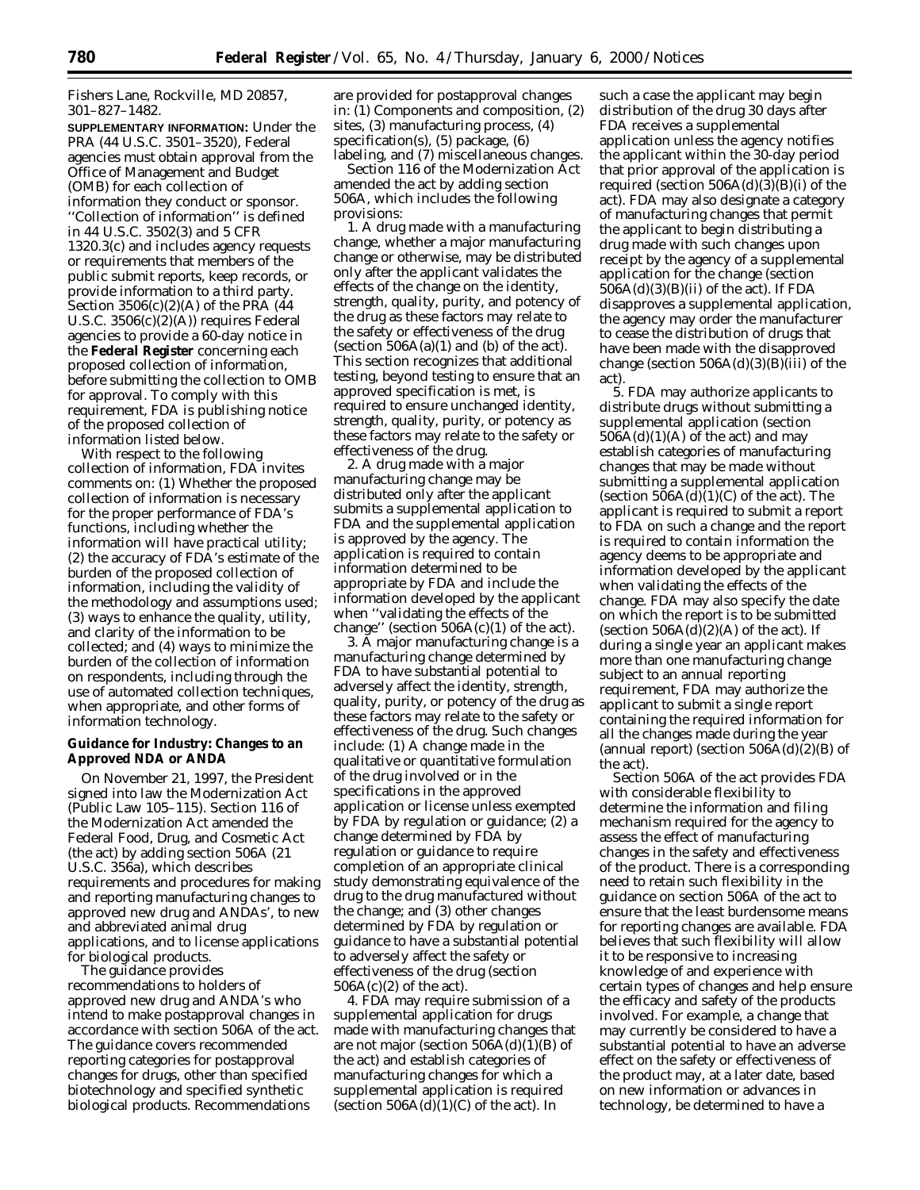Fishers Lane, Rockville, MD 20857, 301–827–1482.

**SUPPLEMENTARY INFORMATION:** Under the PRA (44 U.S.C. 3501–3520), Federal agencies must obtain approval from the Office of Management and Budget (OMB) for each collection of information they conduct or sponsor. ''Collection of information'' is defined in 44 U.S.C. 3502(3) and 5 CFR 1320.3(c) and includes agency requests or requirements that members of the public submit reports, keep records, or provide information to a third party. Section 3506(c)(2)(A) of the PRA (44 U.S.C. 3506(c)(2)(A)) requires Federal agencies to provide a 60-day notice in the **Federal Register** concerning each proposed collection of information, before submitting the collection to OMB for approval. To comply with this requirement, FDA is publishing notice of the proposed collection of information listed below.

With respect to the following collection of information, FDA invites comments on: (1) Whether the proposed collection of information is necessary for the proper performance of FDA's functions, including whether the information will have practical utility; (2) the accuracy of FDA's estimate of the burden of the proposed collection of information, including the validity of the methodology and assumptions used; (3) ways to enhance the quality, utility, and clarity of the information to be collected; and (4) ways to minimize the burden of the collection of information on respondents, including through the use of automated collection techniques, when appropriate, and other forms of information technology.

**Guidance for Industry: Changes to an Approved NDA or ANDA**

On November 21, 1997, the President signed into law the Modernization Act (Public Law 105–115). Section 116 of the Modernization Act amended the Federal Food, Drug, and Cosmetic Act (the act) by adding section 506A (21 U.S.C. 356a), which describes requirements and procedures for making and reporting manufacturing changes to approved new drug and ANDAs', to new and abbreviated animal drug applications, and to license applications for biological products.

The guidance provides recommendations to holders of approved new drug and ANDA's who intend to make postapproval changes in accordance with section 506A of the act. The guidance covers recommended reporting categories for postapproval changes for drugs, other than specified biotechnology and specified synthetic biological products. Recommendations are provided for postapproval changes in: (1) Components and composition, (2) sites, (3) manufacturing process, (4) specification(s), (5) package, (6) labeling, and (7) miscellaneous changes.

Section 116 of the Modernization Act amended the act by adding section 506A, which includes the following provisions:

1. A drug made with a manufacturing change, whether a major manufacturing change or otherwise, may be distributed only after the applicant validates the effects of the change on the identity, strength, quality, purity, and potency of the drug as these factors may relate to the safety or effectiveness of the drug (section 506A(a)(1) and (b) of the act). This section recognizes that additional testing, beyond testing to ensure that an approved specification is met, is required to ensure unchanged identity, strength, quality, purity, or potency as these factors may relate to the safety or effectiveness of the drug.

2. A drug made with a major manufacturing change may be distributed only after the applicant submits a supplemental application to FDA and the supplemental application is approved by the agency. The application is required to contain information determined to be appropriate by FDA and include the information developed by the applicant when ''validating the effects of the change'' (section 506A(c)(1) of the act).

3. A major manufacturing change is a manufacturing change determined by FDA to have substantial potential to adversely affect the identity, strength, quality, purity, or potency of the drug as these factors may relate to the safety or effectiveness of the drug. Such changes include: (1) A change made in the qualitative or quantitative formulation of the drug involved or in the specifications in the approved application or license unless exempted by FDA by regulation or guidance; (2) a change determined by FDA by regulation or guidance to require completion of an appropriate clinical study demonstrating equivalence of the drug to the drug manufactured without the change; and (3) other changes determined by FDA by regulation or guidance to have a substantial potential to adversely affect the safety or effectiveness of the drug (section 506A(c)(2) of the act).

4. FDA may require submission of a supplemental application for drugs made with manufacturing changes that are not major (section 506A(d)(1)(B) of the act) and establish categories of manufacturing changes for which a supplemental application is required (section 506A(d)(1)(C) of the act). In such a case the applicant may begin distribution of the drug 30 days after FDA receives a supplemental application unless the agency notifies the applicant within the 30-day period that prior approval of the application is required (section 506A(d)(3)(B)(i) of the act). FDA may also designate a category of manufacturing changes that permit the applicant to begin distributing a drug made with such changes upon receipt by the agency of a supplemental application for the change (section 506A(d)(3)(B)(ii) of the act). If FDA disapproves a supplemental application, the agency may order the manufacturer to cease the distribution of drugs that have been made with the disapproved change (section 506A(d)(3)(B)(iii) of the act).

5. FDA may authorize applicants to distribute drugs without submitting a supplemental application (section 506A(d)(1)(A) of the act) and may establish categories of manufacturing changes that may be made without submitting a supplemental application (section 506A(d)(1)(C) of the act). The applicant is required to submit a report to FDA on such a change and the report is required to contain information the agency deems to be appropriate and information developed by the applicant when validating the effects of the change. FDA may also specify the date on which the report is to be submitted (section 506A(d)(2)(A) of the act). If during a single year an applicant makes more than one manufacturing change subject to an annual reporting requirement, FDA may authorize the applicant to submit a single report containing the required information for all the changes made during the year (annual report) (section 506A(d)(2)(B) of the act).

Section 506A of the act provides FDA with considerable flexibility to determine the information and filing mechanism required for the agency to assess the effect of manufacturing changes in the safety and effectiveness of the product. There is a corresponding need to retain such flexibility in the guidance on section 506A of the act to ensure that the least burdensome means for reporting changes are available. FDA believes that such flexibility will allow it to be responsive to increasing knowledge of and experience with certain types of changes and help ensure the efficacy and safety of the products involved. For example, a change that may currently be considered to have a substantial potential to have an adverse effect on the safety or effectiveness of the product may, at a later date, based on new information or advances in technology, be determined to have a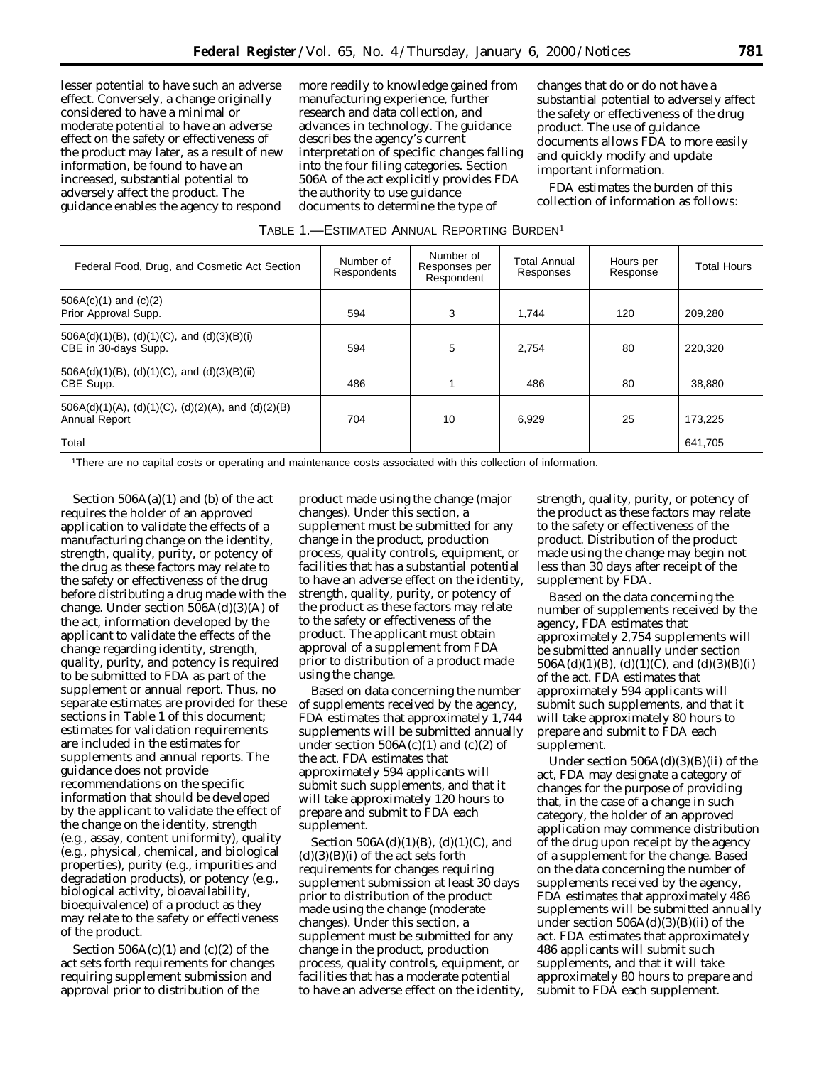lesser potential to have such an adverse effect. Conversely, a change originally considered to have a minimal or moderate potential to have an adverse effect on the safety or effectiveness of the product may later, as a result of new information, be found to have an increased, substantial potential to adversely affect the product. The guidance enables the agency to respond more readily to knowledge gained from manufacturing experience, further research and data collection, and advances in technology. The guidance describes the agency's current interpretation of specific changes falling into the four filing categories. Section 506A of the act explicitly provides FDA the authority to use guidance documents to determine the type of changes that do or do not have a substantial potential to adversely affect the safety or effectiveness of the drug product. The use of guidance documents allows FDA to more easily and quickly modify and update important information.

FDA estimates the burden of this collection of information as follows:

TABLE 1.—ESTIMATED ANNUAL REPORTING BURDEN[1]

| Federal Food, Drug, and Cosmetic Act Section | Number of Respondents | Number of Responses per Respondent | Total Annual Responses | Hours per Response | Total Hours |
|---|---|---|---|---|---|
| 506A(c)(1) and (c)(2) Prior Approval Supp. | 594 | 3 | 1,744 | 120 | 209,280 |
| 506A(d)(1)(B), (d)(1)(C), and (d)(3)(B)(i) CBE in 30-days Supp. | 594 | 5 | 2,754 | 80 | 220,320 |
| 506A(d)(1)(B), (d)(1)(C), and (d)(3)(B)(ii) CBE Supp. | 486 | 1 | 486 | 80 | 38,880 |
| 506A(d)(1)(A), (d)(1)(C), (d)(2)(A), and (d)(2)(B) Annual Report | 704 | 10 | 6,929 | 25 | 173,225 |
| Total | | | | | 641,705 |

[1]There are no capital costs or operating and maintenance costs associated with this collection of information.

Section 506A(a)(1) and (b) of the act requires the holder of an approved application to validate the effects of a manufacturing change on the identity, strength, quality, purity, or potency of the drug as these factors may relate to the safety or effectiveness of the drug before distributing a drug made with the change. Under section 506A(d)(3)(A) of the act, information developed by the applicant to validate the effects of the change regarding identity, strength, quality, purity, and potency is required to be submitted to FDA as part of the supplement or annual report. Thus, no separate estimates are provided for these sections in Table 1 of this document; estimates for validation requirements are included in the estimates for supplements and annual reports. The guidance does not provide recommendations on the specific information that should be developed by the applicant to validate the effect of the change on the identity, strength (e.g., assay, content uniformity), quality (e.g., physical, chemical, and biological properties), purity (e.g., impurities and degradation products), or potency (e.g., biological activity, bioavailability, bioequivalence) of a product as they may relate to the safety or effectiveness of the product.

Section 506A(c)(1) and (c)(2) of the act sets forth requirements for changes requiring supplement submission and approval prior to distribution of the product made using the change (major changes). Under this section, a supplement must be submitted for any change in the product, production process, quality controls, equipment, or facilities that has a substantial potential to have an adverse effect on the identity, strength, quality, purity, or potency of the product as these factors may relate to the safety or effectiveness of the product. The applicant must obtain approval of a supplement from FDA prior to distribution of a product made using the change.

Based on data concerning the number of supplements received by the agency, FDA estimates that approximately 1,744 supplements will be submitted annually under section 506A(c)(1) and (c)(2) of the act. FDA estimates that approximately 594 applicants will submit such supplements, and that it will take approximately 120 hours to prepare and submit to FDA each supplement.

Section 506A(d)(1)(B), (d)(1)(C), and (d)(3)(B)(i) of the act sets forth requirements for changes requiring supplement submission at least 30 days prior to distribution of the product made using the change (moderate changes). Under this section, a supplement must be submitted for any change in the product, production process, quality controls, equipment, or facilities that has a moderate potential to have an adverse effect on the identity, strength, quality, purity, or potency of the product as these factors may relate to the safety or effectiveness of the product. Distribution of the product made using the change may begin not less than 30 days after receipt of the supplement by FDA.

Based on the data concerning the number of supplements received by the agency, FDA estimates that approximately 2,754 supplements will be submitted annually under section 506A(d)(1)(B), (d)(1)(C), and (d)(3)(B)(i) of the act. FDA estimates that approximately 594 applicants will submit such supplements, and that it will take approximately 80 hours to prepare and submit to FDA each supplement.

Under section 506A(d)(3)(B)(ii) of the act, FDA may designate a category of changes for the purpose of providing that, in the case of a change in such category, the holder of an approved application may commence distribution of the drug upon receipt by the agency of a supplement for the change. Based on the data concerning the number of supplements received by the agency, FDA estimates that approximately 486 supplements will be submitted annually under section 506A(d)(3)(B)(ii) of the act. FDA estimates that approximately 486 applicants will submit such supplements, and that it will take approximately 80 hours to prepare and submit to FDA each supplement.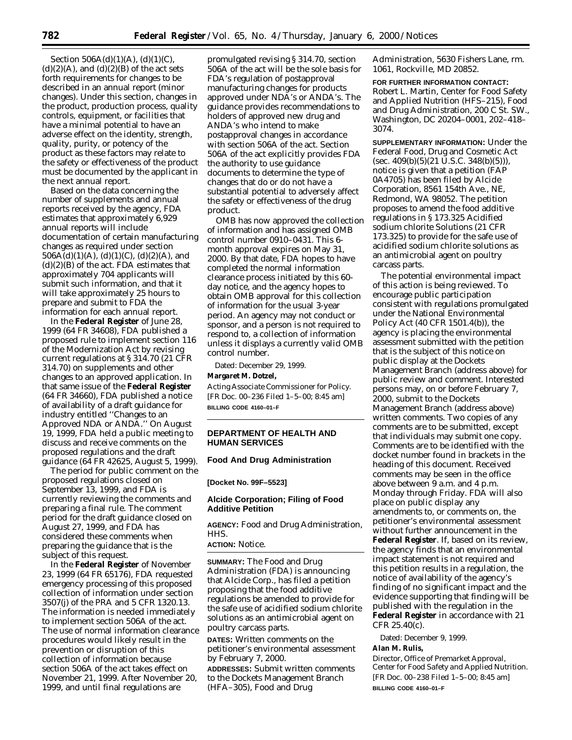Section 506A(d)(1)(A), (d)(1)(C), (d)(2)(A), and (d)(2)(B) of the act sets forth requirements for changes to be described in an annual report (minor changes). Under this section, changes in the product, production process, quality controls, equipment, or facilities that have a minimal potential to have an adverse effect on the identity, strength, quality, purity, or potency of the product as these factors may relate to the safety or effectiveness of the product must be documented by the applicant in the next annual report.

Based on the data concerning the number of supplements and annual reports received by the agency, FDA estimates that approximately 6,929 annual reports will include documentation of certain manufacturing changes as required under section 506A(d)(1)(A), (d)(1)(C), (d)(2)(A), and (d)(2)(B) of the act. FDA estimates that approximately 704 applicants will submit such information, and that it will take approximately 25 hours to prepare and submit to FDA the information for each annual report.

In the **Federal Register** of June 28, 1999 (64 FR 34608), FDA published a proposed rule to implement section 116 of the Modernization Act by revising current regulations at § 314.70 (21 CFR 314.70) on supplements and other changes to an approved application. In that same issue of the **Federal Register** (64 FR 34660), FDA published a notice of availability of a draft guidance for industry entitled ''Changes to an Approved NDA or ANDA.'' On August 19, 1999, FDA held a public meeting to discuss and receive comments on the proposed regulations and the draft guidance (64 FR 42625, August 5, 1999).

The period for public comment on the proposed regulations closed on September 13, 1999, and FDA is currently reviewing the comments and preparing a final rule. The comment period for the draft guidance closed on August 27, 1999, and FDA has considered these comments when preparing the guidance that is the subject of this request.

In the **Federal Register** of November 23, 1999 (64 FR 65176), FDA requested emergency processing of this proposed collection of information under section 3507(j) of the PRA and 5 CFR 1320.13. The information is needed immediately to implement section 506A of the act. The use of normal information clearance procedures would likely result in the prevention or disruption of this collection of information because section 506A of the act takes effect on November 21, 1999. After November 20, 1999, and until final regulations are promulgated revising § 314.70, section 506A of the act will be the sole basis for FDA's regulation of postapproval manufacturing changes for products approved under NDA's or ANDA's. The guidance provides recommendations to holders of approved new drug and ANDA's who intend to make postapproval changes in accordance with section 506A of the act. Section 506A of the act explicitly provides FDA the authority to use guidance documents to determine the type of changes that do or do not have a substantial potential to adversely affect the safety or effectiveness of the drug product.

OMB has now approved the collection of information and has assigned OMB control number 0910–0431. This 6-month approval expires on May 31, 2000. By that date, FDA hopes to have completed the normal information clearance process initiated by this 60-day notice, and the agency hopes to obtain OMB approval for this collection of information for the usual 3-year period. An agency may not conduct or sponsor, and a person is not required to respond to, a collection of information unless it displays a currently valid OMB control number.

Dated: December 29, 1999.

**Margaret M. Dotzel,**

*Acting Associate Commissioner for Policy.*

[FR Doc. 00–236 Filed 1–5–00; 8:45 am]

**BILLING CODE 4160–01–F**

## DEPARTMENT OF HEALTH AND HUMAN SERVICES

### Food And Drug Administration

**[Docket No. 99F–5523]**

### Alcide Corporation; Filing of Food Additive Petition

**AGENCY:** Food and Drug Administration, HHS.

**ACTION:** Notice.

**SUMMARY:** The Food and Drug Administration (FDA) is announcing that Alcide Corp., has filed a petition proposing that the food additive regulations be amended to provide for the safe use of acidified sodium chlorite solutions as an antimicrobial agent on poultry carcass parts.

**DATES:** Written comments on the petitioner's environmental assessment by February 7, 2000.

**ADDRESSES:** Submit written comments to the Dockets Management Branch (HFA–305), Food and Drug Administration, 5630 Fishers Lane, rm. 1061, Rockville, MD 20852.

**FOR FURTHER INFORMATION CONTACT:** Robert L. Martin, Center for Food Safety and Applied Nutrition (HFS–215), Food and Drug Administration, 200 C St. SW., Washington, DC 20204–0001, 202–418–3074.

**SUPPLEMENTARY INFORMATION:** Under the Federal Food, Drug and Cosmetic Act (sec. 409(b)(5)(21 U.S.C. 348(b)(5))), notice is given that a petition (FAP 0A4705) has been filed by Alcide Corporation, 8561 154th Ave., NE, Redmond, WA 98052. The petition proposes to amend the food additive regulations in § 173.325 Acidified sodium chlorite Solutions (21 CFR 173.325) to provide for the safe use of acidified sodium chlorite solutions as an antimicrobial agent on poultry carcass parts.

The potential environmental impact of this action is being reviewed. To encourage public participation consistent with regulations promulgated under the National Environmental Policy Act (40 CFR 1501.4(b)), the agency is placing the environmental assessment submitted with the petition that is the subject of this notice on public display at the Dockets Management Branch (address above) for public review and comment. Interested persons may, on or before February 7, 2000, submit to the Dockets Management Branch (address above) written comments. Two copies of any comments are to be submitted, except that individuals may submit one copy. Comments are to be identified with the docket number found in brackets in the heading of this document. Received comments may be seen in the office above between 9 a.m. and 4 p.m. Monday through Friday. FDA will also place on public display any amendments to, or comments on, the petitioner's environmental assessment without further announcement in the **Federal Register**. If, based on its review, the agency finds that an environmental impact statement is not required and this petition results in a regulation, the notice of availability of the agency's finding of no significant impact and the evidence supporting that finding will be published with the regulation in the **Federal Register** in accordance with 21 CFR 25.40(c).

Dated: December 9, 1999.

**Alan M. Rulis,**

*Director, Office of Premarket Approval, Center for Food Safety and Applied Nutrition.*

[FR Doc. 00–238 Filed 1–5–00; 8:45 am]

**BILLING CODE 4160–01–F**